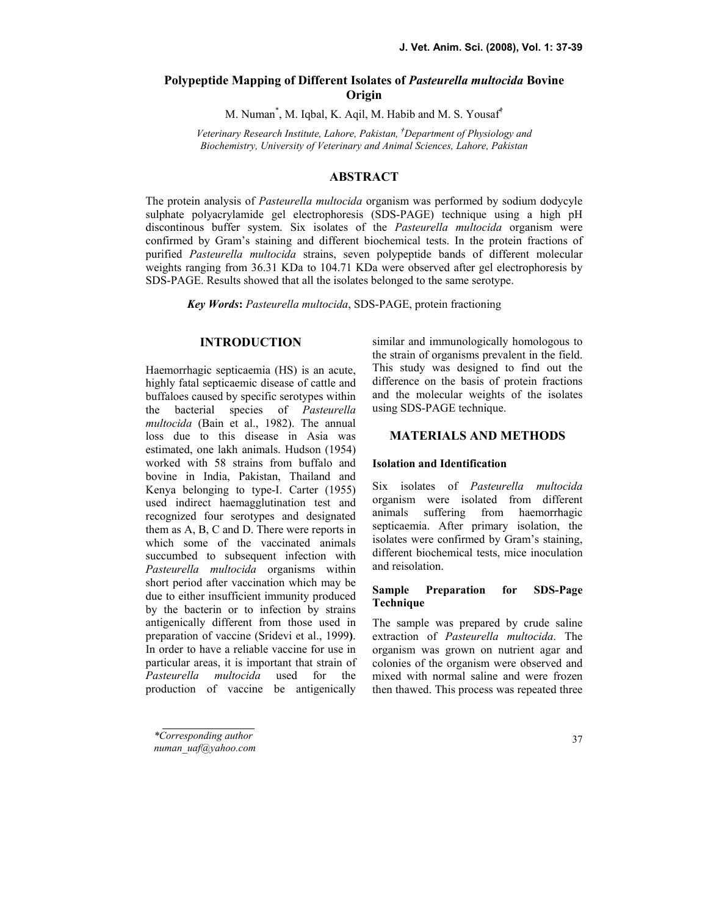# Polypeptide Mapping of Different Isolates of *Pasteurella multocida* Bovine Origin

M. Numan*, M. Iqbal, K. Aqil, M. Habib and M. S. Yousaf‡

*Veterinary Research Institute, Lahore, Pakistan, ‡Department of Physiology and Biochemistry, University of Veterinary and Animal Sciences, Lahore, Pakistan*

## ABSTRACT

The protein analysis of *Pasteurella multocida* organism was performed by sodium dodycyle sulphate polyacrylamide gel electrophoresis (SDS-PAGE) technique using a high pH discontinous buffer system. Six isolates of the *Pasteurella multocida* organism were confirmed by Gram's staining and different biochemical tests. In the protein fractions of purified *Pasteurella multocida* strains, seven polypeptide bands of different molecular weights ranging from 36.31 KDa to 104.71 KDa were observed after gel electrophoresis by SDS-PAGE. Results showed that all the isolates belonged to the same serotype.

***Key Words*:** *Pasteurella multocida*, SDS-PAGE, protein fractioning

## INTRODUCTION

Haemorrhagic septicaemia (HS) is an acute, highly fatal septicaemic disease of cattle and buffaloes caused by specific serotypes within the bacterial species of *Pasteurella multocida* (Bain et al., 1982). The annual loss due to this disease in Asia was estimated, one lakh animals. Hudson (1954) worked with 58 strains from buffalo and bovine in India, Pakistan, Thailand and Kenya belonging to type-I. Carter (1955) used indirect haemagglutination test and recognized four serotypes and designated them as A, B, C and D. There were reports in which some of the vaccinated animals succumbed to subsequent infection with *Pasteurella multocida* organisms within short period after vaccination which may be due to either insufficient immunity produced by the bacterin or to infection by strains antigenically different from those used in preparation of vaccine (Sridevi et al., 1999). In order to have a reliable vaccine for use in particular areas, it is important that strain of *Pasteurella multocida* used for the production of vaccine be antigenically similar and immunologically homologous to the strain of organisms prevalent in the field. This study was designed to find out the difference on the basis of protein fractions and the molecular weights of the isolates using SDS-PAGE technique.

## MATERIALS AND METHODS

### Isolation and Identification

Six isolates of *Pasteurella multocida* organism were isolated from different animals suffering from haemorrhagic septicaemia. After primary isolation, the isolates were confirmed by Gram's staining, different biochemical tests, mice inoculation and reisolation.

### Sample Preparation for SDS-Page Technique

The sample was prepared by crude saline extraction of *Pasteurella multocida*. The organism was grown on nutrient agar and colonies of the organism were observed and mixed with normal saline and were frozen then thawed. This process was repeated three

*Corresponding author
numan_uaf@yahoo.com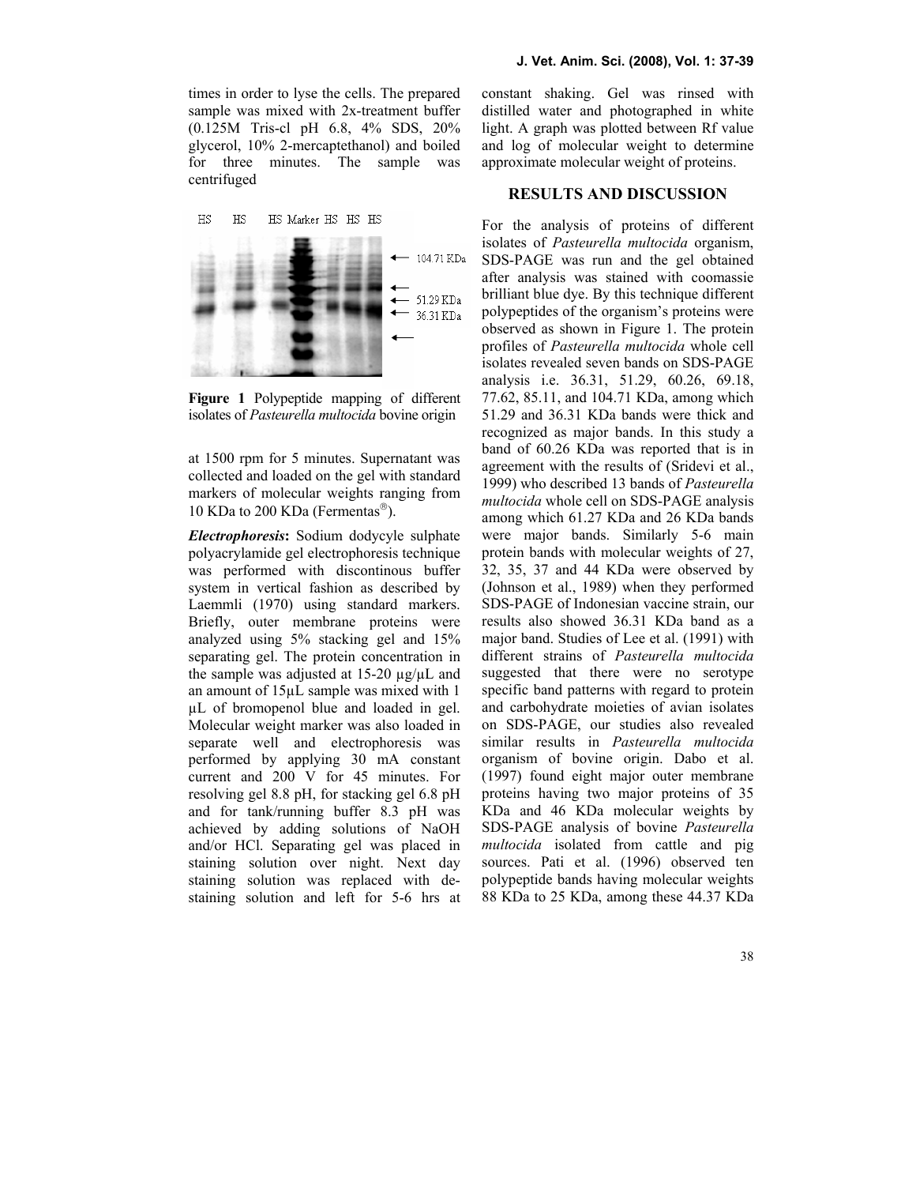times in order to lyse the cells. The prepared sample was mixed with 2x-treatment buffer (0.125M Tris-cl pH 6.8, 4% SDS, 20% glycerol, 10% 2-mercaptethanol) and boiled for three minutes. The sample was centrifuged at 1500 rpm for 5 minutes. Supernatant was collected and loaded on the gel with standard markers of molecular weights ranging from 10 KDa to 200 KDa (Fermentas®).

**Figure 1** Polypeptide mapping of different isolates of *Pasteurella multocida* bovine origin

***Electrophoresis*****:** Sodium dodycyle sulphate polyacrylamide gel electrophoresis technique was performed with discontinous buffer system in vertical fashion as described by Laemmli (1970) using standard markers. Briefly, outer membrane proteins were analyzed using 5% stacking gel and 15% separating gel. The protein concentration in the sample was adjusted at 15-20 µg/µL and an amount of 15µL sample was mixed with 1 µL of bromopenol blue and loaded in gel. Molecular weight marker was also loaded in separate well and electrophoresis was performed by applying 30 mA constant current and 200 V for 45 minutes. For resolving gel 8.8 pH, for stacking gel 6.8 pH and for tank/running buffer 8.3 pH was achieved by adding solutions of NaOH and/or HCl. Separating gel was placed in staining solution over night. Next day staining solution was replaced with de-staining solution and left for 5-6 hrs at constant shaking. Gel was rinsed with distilled water and photographed in white light. A graph was plotted between Rf value and log of molecular weight to determine approximate molecular weight of proteins.

## RESULTS AND DISCUSSION

For the analysis of proteins of different isolates of *Pasteurella multocida* organism, SDS-PAGE was run and the gel obtained after analysis was stained with coomassie brilliant blue dye. By this technique different polypeptides of the organism's proteins were observed as shown in Figure 1. The protein profiles of *Pasteurella multocida* whole cell isolates revealed seven bands on SDS-PAGE analysis i.e. 36.31, 51.29, 60.26, 69.18, 77.62, 85.11, and 104.71 KDa, among which 51.29 and 36.31 KDa bands were thick and recognized as major bands. In this study a band of 60.26 KDa was reported that is in agreement with the results of (Sridevi et al., 1999) who described 13 bands of *Pasteurella multocida* whole cell on SDS-PAGE analysis among which 61.27 KDa and 26 KDa bands were major bands. Similarly 5-6 main protein bands with molecular weights of 27, 32, 35, 37 and 44 KDa were observed by (Johnson et al., 1989) when they performed SDS-PAGE of Indonesian vaccine strain, our results also showed 36.31 KDa band as a major band. Studies of Lee et al. (1991) with different strains of *Pasteurella multocida* suggested that there were no serotype specific band patterns with regard to protein and carbohydrate moieties of avian isolates on SDS-PAGE, our studies also revealed similar results in *Pasteurella multocida* organism of bovine origin. Dabo et al. (1997) found eight major outer membrane proteins having two major proteins of 35 KDa and 46 KDa molecular weights by SDS-PAGE analysis of bovine *Pasteurella multocida* isolated from cattle and pig sources. Pati et al. (1996) observed ten polypeptide bands having molecular weights 88 KDa to 25 KDa, among these 44.37 KDa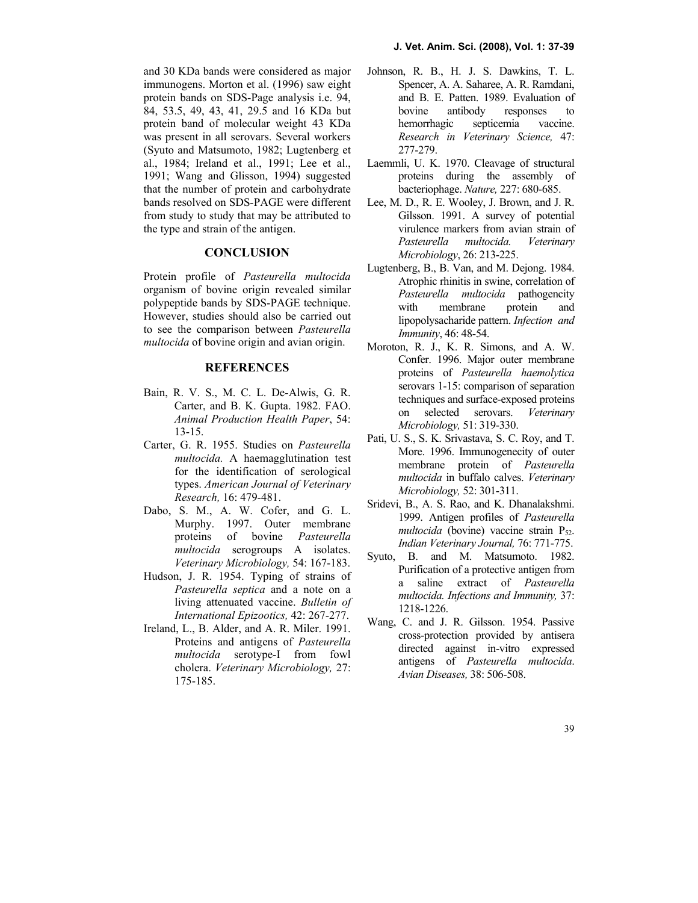and 30 KDa bands were considered as major immunogens. Morton et al. (1996) saw eight protein bands on SDS-Page analysis i.e. 94, 84, 53.5, 49, 43, 41, 29.5 and 16 KDa but protein band of molecular weight 43 KDa was present in all serovars. Several workers (Syuto and Matsumoto, 1982; Lugtenberg et al., 1984; Ireland et al., 1991; Lee et al., 1991; Wang and Glisson, 1994) suggested that the number of protein and carbohydrate bands resolved on SDS-PAGE were different from study to study that may be attributed to the type and strain of the antigen.

## CONCLUSION

Protein profile of *Pasteurella multocida* organism of bovine origin revealed similar polypeptide bands by SDS-PAGE technique. However, studies should also be carried out to see the comparison between *Pasteurella multocida* of bovine origin and avian origin.

## REFERENCES

Bain, R. V. S., M. C. L. De-Alwis, G. R. Carter, and B. K. Gupta. 1982. FAO. *Animal Production Health Paper*, 54: 13-15.

Carter, G. R. 1955. Studies on *Pasteurella multocida.* A haemagglutination test for the identification of serological types. *American Journal of Veterinary Research,* 16: 479-481.

Dabo, S. M., A. W. Cofer, and G. L. Murphy. 1997. Outer membrane proteins of bovine *Pasteurella multocida* serogroups A isolates. *Veterinary Microbiology,* 54: 167-183.

Hudson, J. R. 1954. Typing of strains of *Pasteurella septica* and a note on a living attenuated vaccine. *Bulletin of International Epizootics,* 42: 267-277.

Ireland, L., B. Alder, and A. R. Miler. 1991. Proteins and antigens of *Pasteurella multocida* serotype-I from fowl cholera. *Veterinary Microbiology,* 27: 175-185.

Johnson, R. B., H. J. S. Dawkins, T. L. Spencer, A. A. Saharee, A. R. Ramdani, and B. E. Patten. 1989. Evaluation of bovine antibody responses to hemorrhagic septicemia vaccine. *Research in Veterinary Science,* 47: 277-279.

Laemmli, U. K. 1970. Cleavage of structural proteins during the assembly of bacteriophage. *Nature,* 227: 680-685.

Lee, M. D., R. E. Wooley, J. Brown, and J. R. Gilsson. 1991. A survey of potential virulence markers from avian strain of *Pasteurella multocida. Veterinary Microbiology*, 26: 213-225.

Lugtenberg, B., B. Van, and M. Dejong. 1984. Atrophic rhinitis in swine, correlation of *Pasteurella multocida* pathogencity with membrane protein and lipopolysacharide pattern. *Infection and Immunity*, 46: 48-54.

Moroton, R. J., K. R. Simons, and A. W. Confer. 1996. Major outer membrane proteins of *Pasteurella haemolytica* serovars 1-15: comparison of separation techniques and surface-exposed proteins on selected serovars. *Veterinary Microbiology,* 51: 319-330.

Pati, U. S., S. K. Srivastava, S. C. Roy, and T. More. 1996. Immunogenecity of outer membrane protein of *Pasteurella multocida* in buffalo calves. *Veterinary Microbiology,* 52: 301-311.

Sridevi, B., A. S. Rao, and K. Dhanalakshmi. 1999. Antigen profiles of *Pasteurella multocida* (bovine) vaccine strain $P_{52}$. *Indian Veterinary Journal,* 76: 771-775.

Syuto, B. and M. Matsumoto. 1982. Purification of a protective antigen from a saline extract of *Pasteurella multocida. Infections and Immunity,* 37: 1218-1226.

Wang, C. and J. R. Gilsson. 1954. Passive cross-protection provided by antisera directed against in-vitro expressed antigens of *Pasteurella multocida*. *Avian Diseases,* 38: 506-508.